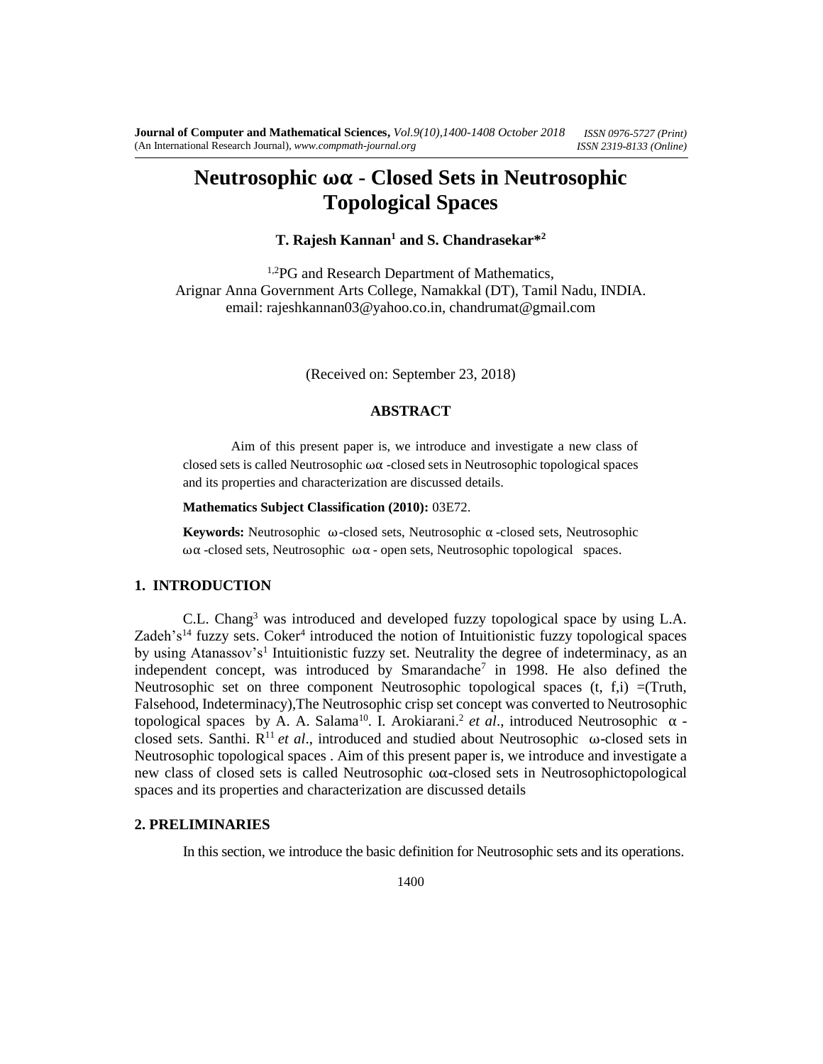# Neutrosophic ωα - Closed Sets in Neutrosophic Topological Spaces

**T. Rajesh Kannan[1] and S. Chandrasekar*[2]**

[1,2]PG and Research Department of Mathematics,
Arignar Anna Government Arts College, Namakkal (DT), Tamil Nadu, INDIA.
email: rajeshkannan03@yahoo.co.in, chandrumat@gmail.com

(Received on: September 23, 2018)

## ABSTRACT

Aim of this present paper is, we introduce and investigate a new class of closed sets is called Neutrosophic ωα -closed sets in Neutrosophic topological spaces and its properties and characterization are discussed details.

**Mathematics Subject Classification (2010):** 03E72.

**Keywords:** Neutrosophic ω-closed sets, Neutrosophic α-closed sets, Neutrosophic ωα -closed sets, Neutrosophic ωα - open sets, Neutrosophic topological spaces.

## 1. INTRODUCTION

C.L. Chang[3] was introduced and developed fuzzy topological space by using L.A. Zadeh's[14] fuzzy sets. Coker[4] introduced the notion of Intuitionistic fuzzy topological spaces by using Atanassov's[1] Intuitionistic fuzzy set. Neutrality the degree of indeterminacy, as an independent concept, was introduced by Smarandache[7] in 1998. He also defined the Neutrosophic set on three component Neutrosophic topological spaces (t, f,i) =(Truth, Falsehood, Indeterminacy),The Neutrosophic crisp set concept was converted to Neutrosophic topological spaces by A. A. Salama[10]. I. Arokiarani.[2] *et al*., introduced Neutrosophic α -closed sets. Santhi. R[11] *et al*., introduced and studied about Neutrosophic ω-closed sets in Neutrosophic topological spaces . Aim of this present paper is, we introduce and investigate a new class of closed sets is called Neutrosophic ωα-closed sets in Neutrosophictopological spaces and its properties and characterization are discussed details

## 2. PRELIMINARIES

In this section, we introduce the basic definition for Neutrosophic sets and its operations.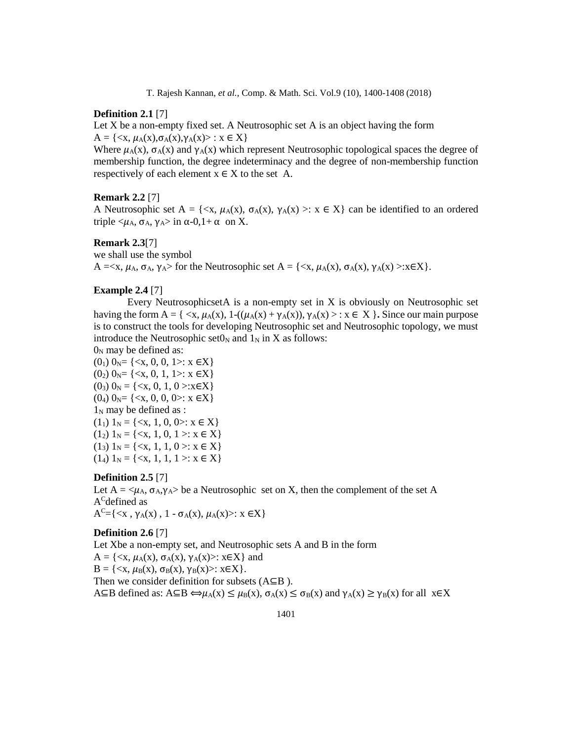**Definition 2.1** [7]

Let X be a non-empty fixed set. A Neutrosophic set A is an object having the form

$A = \{<x, \mu_A(x), \sigma_A(x), \gamma_A(x)> : x \in X\}$

Where $\mu_A(x)$, $\sigma_A(x)$ and $\gamma_A(x)$ which represent Neutrosophic topological spaces the degree of membership function, the degree indeterminacy and the degree of non-membership function respectively of each element $x \in X$ to the set A.

**Remark 2.2** [7]

A Neutrosophic set $A = \{<x, \mu_A(x), \sigma_A(x), \gamma_A(x)>: x \in X\}$ can be identified to an ordered triple $<\mu_A, \sigma_A, \gamma_A>$ in $\alpha$-0,1+ $\alpha$ on X.

**Remark 2.3**[7]

we shall use the symbol

$A = <x, \mu_A, \sigma_A, \gamma_A>$ for the Neutrosophic set $A = \{<x, \mu_A(x), \sigma_A(x), \gamma_A(x)>: x \in X\}$.

**Example 2.4** [7]

Every NeutrosophicsetA is a non-empty set in X is obviously on Neutrosophic set having the form $A = \{ <x, \mu_A(x), 1-((\mu_A(x) + \gamma_A(x)), \gamma_A(x)> : x \in X \}$. Since our main purpose is to construct the tools for developing Neutrosophic set and Neutrosophic topology, we must introduce the Neutrosophic set$0_N$ and $1_N$ in X as follows:

$0_N$ may be defined as:

($0_1$) $0_N = \{<x, 0, 0, 1>: x \in X\}$

($0_2$) $0_N = \{<x, 0, 1, 1>: x \in X\}$

($0_3$) $0_N = \{<x, 0, 1, 0>: x \in X\}$

($0_4$) $0_N = \{<x, 0, 0, 0>: x \in X\}$

$1_N$ may be defined as :

($1_1$) $1_N = \{<x, 1, 0, 0>: x \in X\}$

($1_2$) $1_N = \{<x, 1, 0, 1>: x \in X\}$

($1_3$) $1_N = \{<x, 1, 1, 0>: x \in X\}$

($1_4$) $1_N = \{<x, 1, 1, 1>: x \in X\}$

**Definition 2.5** [7]

Let $A = <\mu_A, \sigma_A, \gamma_A>$ be a Neutrosophic set on X, then the complement of the set A $A^C$defined as

$A^C = \{<x, \gamma_A(x), 1 - \sigma_A(x), \mu_A(x)>: x \in X\}$

**Definition 2.6** [7]

Let Xbe a non-empty set, and Neutrosophic sets A and B in the form

$A = \{<x, \mu_A(x), \sigma_A(x), \gamma_A(x)>: x \in X\}$ and

$B = \{<x, \mu_B(x), \sigma_B(x), \gamma_B(x)>: x \in X\}$.

Then we consider definition for subsets ($A \subseteq B$ ).

$A \subseteq B$ defined as: $A \subseteq B \Leftrightarrow \mu_A(x) \leq \mu_B(x)$, $\sigma_A(x) \leq \sigma_B(x)$ and $\gamma_A(x) \geq \gamma_B(x)$ for all $x \in X$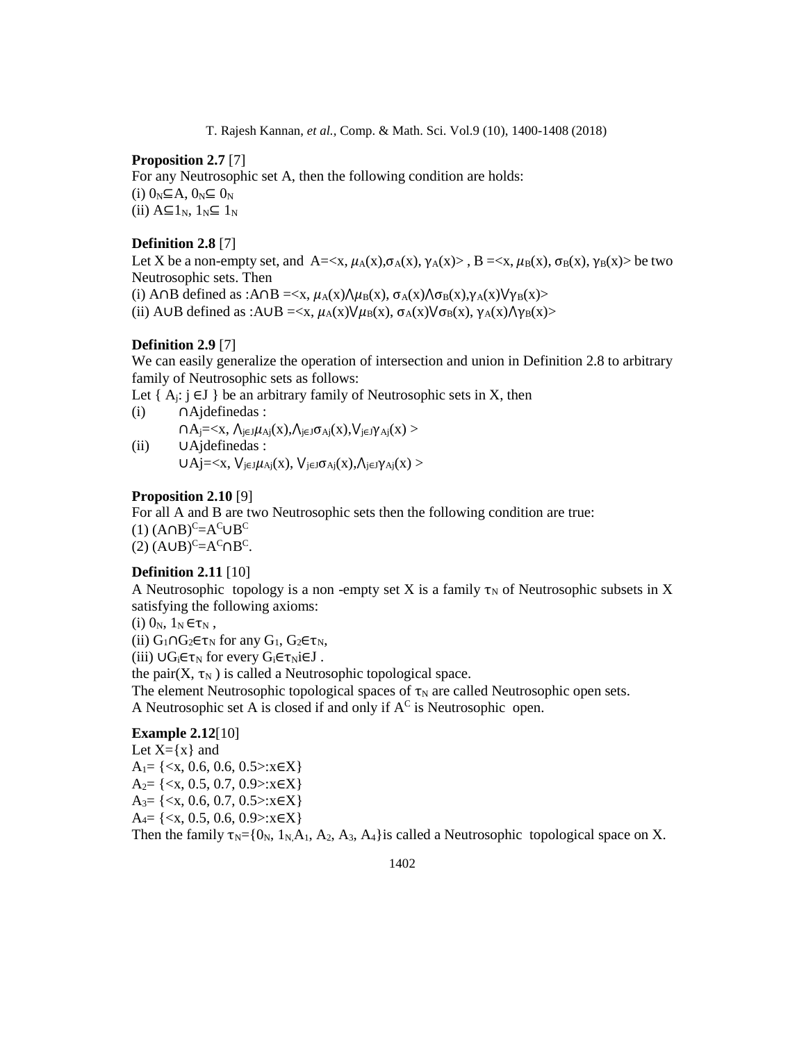**Proposition 2.7** [7]

For any Neutrosophic set A, then the following condition are holds:

(i) $0_N \subseteq A$, $0_N \subseteq 0_N$

(ii) $A \subseteq 1_N$, $1_N \subseteq 1_N$

**Definition 2.8** [7]

Let X be a non-empty set, and $A = \langle x, \mu_A(x), \sigma_A(x), \gamma_A(x) \rangle$ , $B = \langle x, \mu_B(x), \sigma_B(x), \gamma_B(x) \rangle$ be two Neutrosophic sets. Then

(i) $A \cap B$ defined as :$A \cap B = \langle x, \mu_A(x) \wedge \mu_B(x), \sigma_A(x) \wedge \sigma_B(x), \gamma_A(x) \vee \gamma_B(x) \rangle$

(ii) $A \cup B$ defined as :$A \cup B = \langle x, \mu_A(x) \vee \mu_B(x), \sigma_A(x) \vee \sigma_B(x), \gamma_A(x) \wedge \gamma_B(x) \rangle$

**Definition 2.9** [7]

We can easily generalize the operation of intersection and union in Definition 2.8 to arbitrary family of Neutrosophic sets as follows:

Let $\{ A_j : j \in J \}$ be an arbitrary family of Neutrosophic sets in X, then

(i) $\cap A_j$ definedas :

$\cap A_j = \langle x, \wedge_{j \in J} \mu_{Aj}(x), \wedge_{j \in J} \sigma_{Aj}(x), \vee_{j \in J} \gamma_{Aj}(x) \rangle$

(ii) $\cup A_j$ definedas :

$\cup A_j = \langle x, \vee_{j \in J} \mu_{Aj}(x), \vee_{j \in J} \sigma_{Aj}(x), \wedge_{j \in J} \gamma_{Aj}(x) \rangle$

**Proposition 2.10** [9]

For all A and B are two Neutrosophic sets then the following condition are true:

(1) $(A \cap B)^C = A^C \cup B^C$

(2) $(A \cup B)^C = A^C \cap B^C$.

**Definition 2.11** [10]

A Neutrosophic topology is a non -empty set X is a family $\tau_N$ of Neutrosophic subsets in X satisfying the following axioms:

(i) $0_N, 1_N \in \tau_N$ ,

(ii) $G_1 \cap G_2 \in \tau_N$ for any $G_1, G_2 \in \tau_N$,

(iii) $\cup G_i \in \tau_N$ for every $G_i \in \tau_N$ $i \in J$ .

the pair$(X, \tau_N)$ is called a Neutrosophic topological space.

The element Neutrosophic topological spaces of $\tau_N$ are called Neutrosophic open sets.

A Neutrosophic set A is closed if and only if $A^C$ is Neutrosophic open.

**Example 2.12**[10]

Let $X=\{x\}$ and

$A_1 = \{\langle x, 0.6, 0.6, 0.5 \rangle : x \in X\}$

$A_2 = \{\langle x, 0.5, 0.7, 0.9 \rangle : x \in X\}$

$A_3 = \{\langle x, 0.6, 0.7, 0.5 \rangle : x \in X\}$

$A_4 = \{\langle x, 0.5, 0.6, 0.9 \rangle : x \in X\}$

Then the family $\tau_N = \{0_N, 1_N, A_1, A_2, A_3, A_4\}$is called a Neutrosophic topological space on X.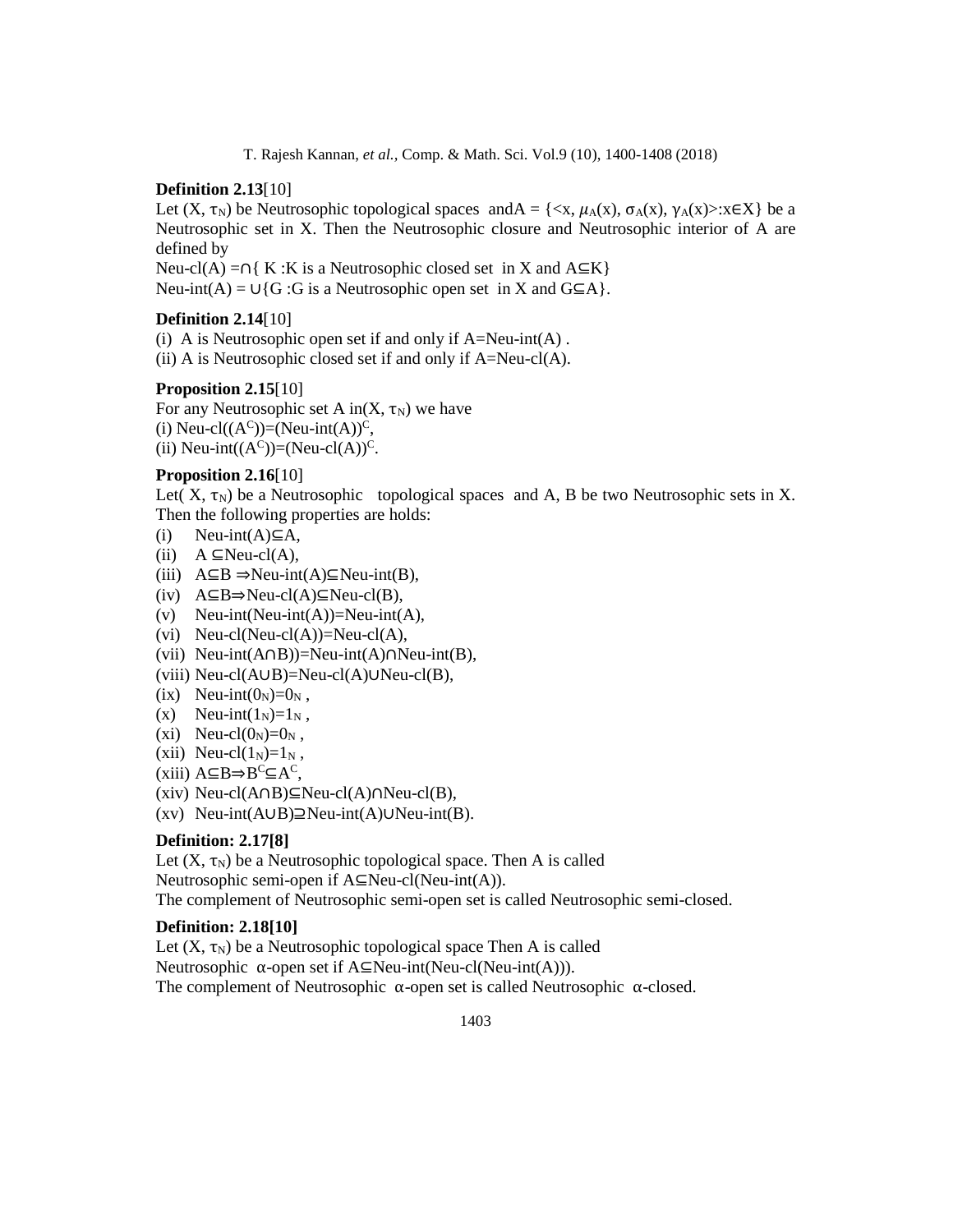**Definition 2.13**[10]

Let $(X, \tau_N)$ be Neutrosophic topological spaces and $A = \{<x, \mu_A(x), \sigma_A(x), \gamma_A(x)>: x \in X\}$ be a Neutrosophic set in X. Then the Neutrosophic closure and Neutrosophic interior of A are defined by

Neu-cl(A) $= \cap\{$ K :K is a Neutrosophic closed set in X and $A \subseteq K\}$

Neu-int(A) $= \cup\{$G :G is a Neutrosophic open set in X and $G \subseteq A\}$.

**Definition 2.14**[10]

(i) A is Neutrosophic open set if and only if A=Neu-int(A) .

(ii) A is Neutrosophic closed set if and only if A=Neu-cl(A).

**Proposition 2.15**[10]

For any Neutrosophic set A in$(X, \tau_N)$ we have

(i) Neu-cl($(A^C)$)=(Neu-int(A))$^C$,

(ii) Neu-int($(A^C)$)=(Neu-cl(A))$^C$.

**Proposition 2.16**[10]

Let$(X, \tau_N)$ be a Neutrosophic topological spaces and A, B be two Neutrosophic sets in X. Then the following properties are holds:

(i) Neu-int(A)$\subseteq$A,

(ii) A $\subseteq$Neu-cl(A),

(iii) A$\subseteq$B $\Rightarrow$Neu-int(A)$\subseteq$Neu-int(B),

(iv) A$\subseteq$B$\Rightarrow$Neu-cl(A)$\subseteq$Neu-cl(B),

(v) Neu-int(Neu-int(A))=Neu-int(A),

(vi) Neu-cl(Neu-cl(A))=Neu-cl(A),

(vii) Neu-int(A$\cap$B))=Neu-int(A)$\cap$Neu-int(B),

(viii) Neu-cl(A$\cup$B)=Neu-cl(A)$\cup$Neu-cl(B),

(ix) Neu-int($0_N$)=$0_N$ ,

(x) Neu-int($1_N$)=$1_N$ ,

(xi) Neu-cl($0_N$)=$0_N$ ,

(xii) Neu-cl($1_N$)=$1_N$ ,

(xiii) A$\subseteq$B$\Rightarrow$$B^C \subseteq A^C$,

(xiv) Neu-cl(A$\cap$B)$\subseteq$Neu-cl(A)$\cap$Neu-cl(B),

(xv) Neu-int(A$\cup$B)$\supseteq$Neu-int(A)$\cup$Neu-int(B).

**Definition: 2.17[8]**

Let $(X, \tau_N)$ be a Neutrosophic topological space. Then A is called
Neutrosophic semi-open if A$\subseteq$Neu-cl(Neu-int(A)).
The complement of Neutrosophic semi-open set is called Neutrosophic semi-closed.

**Definition: 2.18[10]**

Let $(X, \tau_N)$ be a Neutrosophic topological space Then A is called
Neutrosophic $\alpha$-open set if A$\subseteq$Neu-int(Neu-cl(Neu-int(A))).
The complement of Neutrosophic $\alpha$-open set is called Neutrosophic $\alpha$-closed.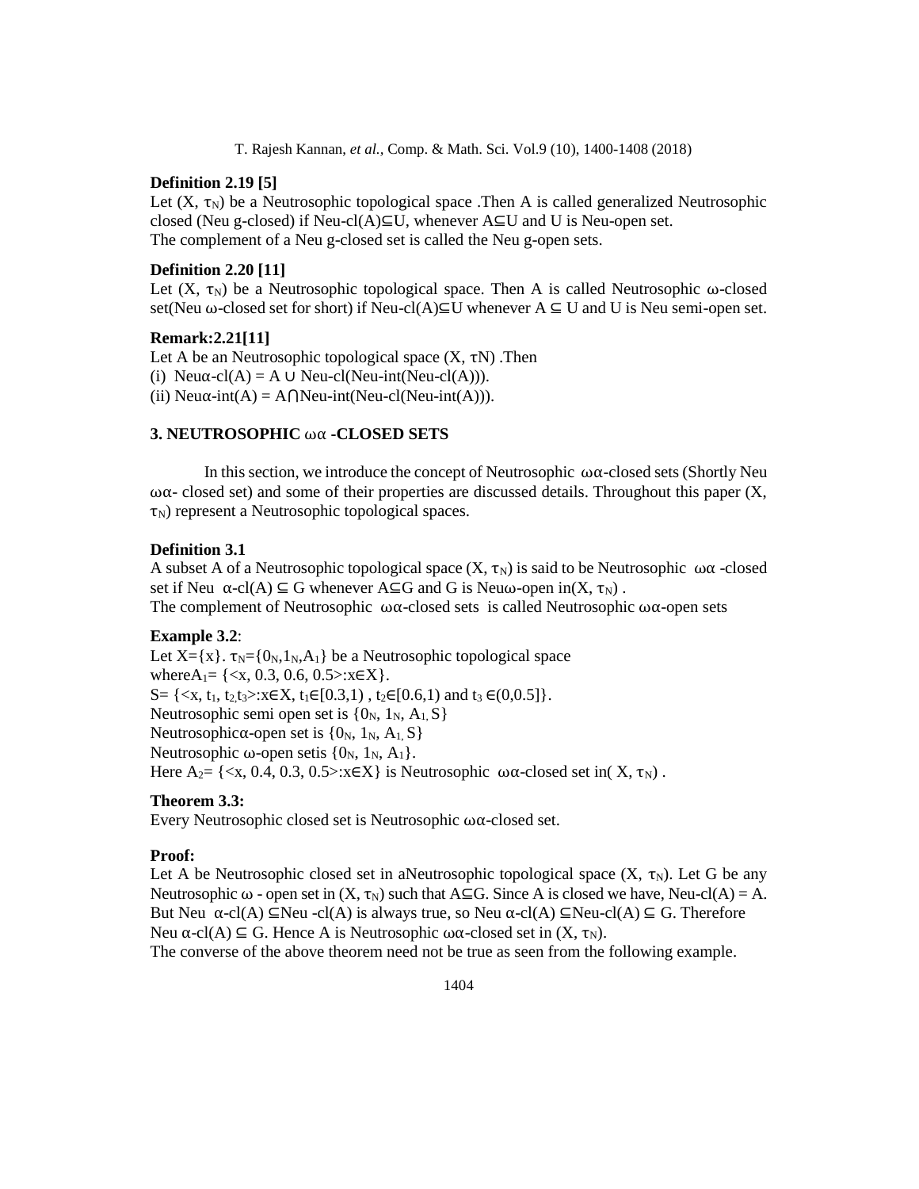**Definition 2.19 [5]**

Let $(X, \tau_N)$ be a Neutrosophic topological space .Then A is called generalized Neutrosophic closed (Neu g-closed) if Neu-cl(A)$\subseteq$U, whenever A$\subseteq$U and U is Neu-open set.
The complement of a Neu g-closed set is called the Neu g-open sets.

**Definition 2.20 [11]**

Let $(X, \tau_N)$ be a Neutrosophic topological space. Then A is called Neutrosophic $\omega$-closed set(Neu $\omega$-closed set for short) if Neu-cl(A)$\subseteq$U whenever A $\subseteq$ U and U is Neu semi-open set.

**Remark:2.21[11]**

Let A be an Neutrosophic topological space $(X, \tau N)$ .Then

(i) Neu$\alpha$-cl(A) = A $\cup$ Neu-cl(Neu-int(Neu-cl(A))).

(ii) Neu$\alpha$-int(A) = A$\bigcap$Neu-int(Neu-cl(Neu-int(A))).

## 3. NEUTROSOPHIC $\omega\alpha$ -CLOSED SETS

In this section, we introduce the concept of Neutrosophic $\omega\alpha$-closed sets (Shortly Neu $\omega\alpha$- closed set) and some of their properties are discussed details. Throughout this paper $(X, \tau_N)$ represent a Neutrosophic topological spaces.

**Definition 3.1**

A subset A of a Neutrosophic topological space $(X, \tau_N)$ is said to be Neutrosophic $\omega\alpha$ -closed set if Neu $\alpha$-cl(A) $\subseteq$ G whenever A$\subseteq$G and G is Neu$\omega$-open in$(X, \tau_N)$ .
The complement of Neutrosophic $\omega\alpha$-closed sets is called Neutrosophic $\omega\alpha$-open sets

**Example 3.2**:

Let X={x}. $\tau_N=\{0_N,1_N,A_1\}$ be a Neutrosophic topological space
where$A_1$= {<x, 0.3, 0.6, 0.5>:x$\in$X}.
S= {<x, $t_1$, $t_2$,$t_3$>:x$\in$X, $t_1\in[0.3,1)$ , $t_2\in[0.6,1)$ and $t_3 \in(0,0.5]$}.
Neutrosophic semi open set is $\{0_N, 1_N, A_1, S\}$
Neutrosophic$\alpha$-open set is $\{0_N, 1_N, A_1, S\}$
Neutrosophic $\omega$-open setis $\{0_N, 1_N, A_1\}$.
Here $A_2$= {<x, 0.4, 0.3, 0.5>:x$\in$X} is Neutrosophic $\omega\alpha$-closed set in$(X, \tau_N)$ .

**Theorem 3.3:**

Every Neutrosophic closed set is Neutrosophic $\omega\alpha$-closed set.

**Proof:**

Let A be Neutrosophic closed set in aNeutrosophic topological space $(X, \tau_N)$. Let G be any Neutrosophic $\omega$ - open set in $(X, \tau_N)$ such that A$\subseteq$G. Since A is closed we have, Neu-cl(A) = A. But Neu $\alpha$-cl(A) $\subseteq$Neu -cl(A) is always true, so Neu $\alpha$-cl(A) $\subseteq$Neu-cl(A) $\subseteq$ G. Therefore Neu $\alpha$-cl(A) $\subseteq$ G. Hence A is Neutrosophic $\omega\alpha$-closed set in $(X, \tau_N)$.
The converse of the above theorem need not be true as seen from the following example.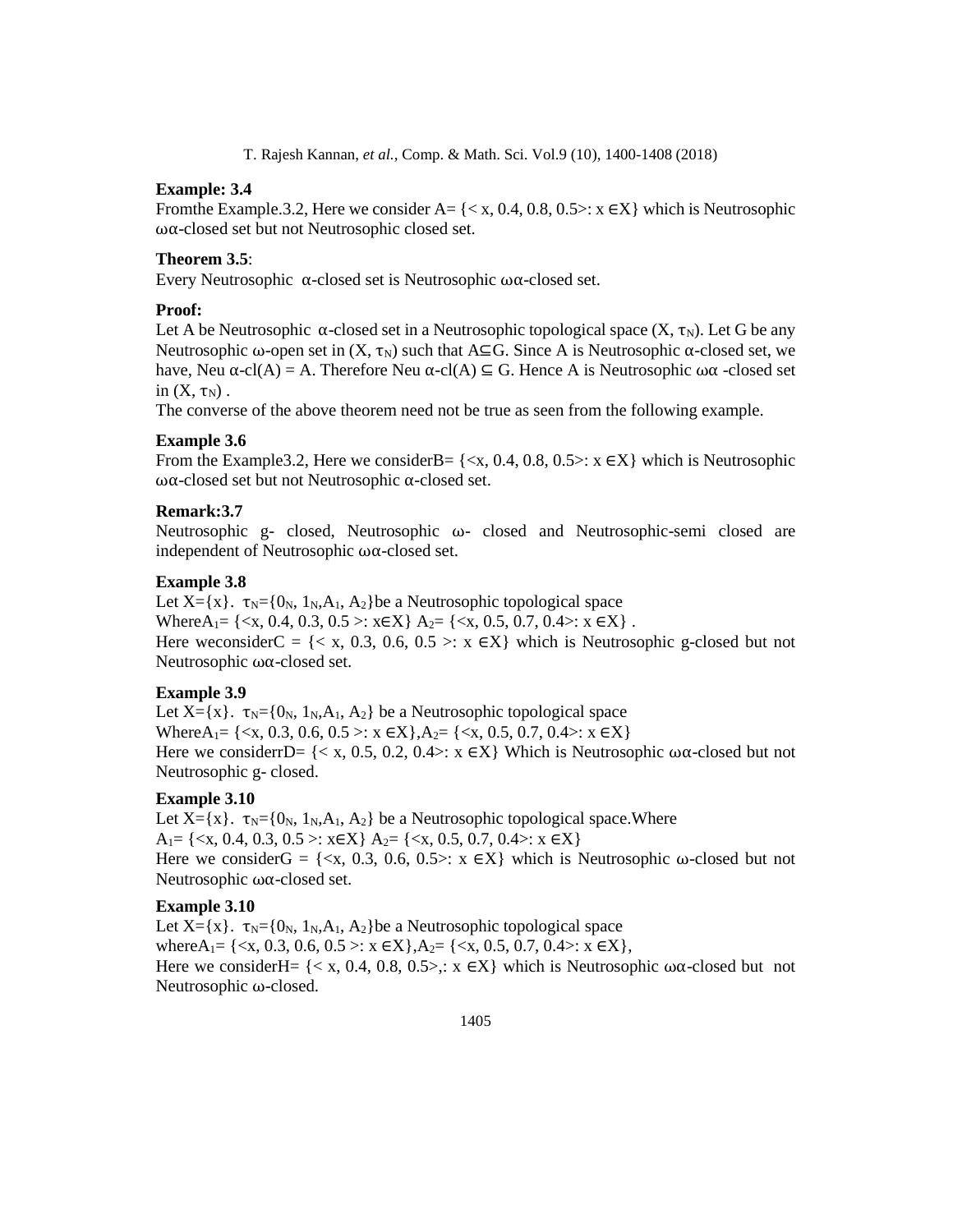**Example: 3.4**

Fromthe Example.3.2, Here we consider A= {< x, 0.4, 0.8, 0.5>: x ∈X} which is Neutrosophic ωα-closed set but not Neutrosophic closed set.

**Theorem 3.5**:

Every Neutrosophic α-closed set is Neutrosophic ωα-closed set.

**Proof:**

Let A be Neutrosophic α-closed set in a Neutrosophic topological space $(X, \tau_N)$. Let G be any Neutrosophic ω-open set in $(X, \tau_N)$ such that A⊆G. Since A is Neutrosophic α-closed set, we have, Neu α-cl(A) = A. Therefore Neu α-cl(A) ⊆ G. Hence A is Neutrosophic ωα -closed set in $(X, \tau_N)$ .

The converse of the above theorem need not be true as seen from the following example.

**Example 3.6**

From the Example3.2, Here we considerB= {<x, 0.4, 0.8, 0.5>: x ∈X} which is Neutrosophic ωα-closed set but not Neutrosophic α-closed set.

**Remark:3.7**

Neutrosophic g- closed, Neutrosophic ω- closed and Neutrosophic-semi closed are independent of Neutrosophic ωα-closed set.

**Example 3.8**

Let X={x}. $\tau_N$={$0_N$, $1_N$,$A_1$, $A_2$}be a Neutrosophic topological space

Where$A_1$= {<x, 0.4, 0.3, 0.5 >: x∈X} $A_2$= {<x, 0.5, 0.7, 0.4>: x ∈X} .

Here weconsiderC = {< x, 0.3, 0.6, 0.5 >: x ∈X} which is Neutrosophic g-closed but not Neutrosophic ωα-closed set.

**Example 3.9**

Let X={x}. $\tau_N$={$0_N$, $1_N$,$A_1$, $A_2$} be a Neutrosophic topological space

Where$A_1$= {<x, 0.3, 0.6, 0.5 >: x ∈X},$A_2$= {<x, 0.5, 0.7, 0.4>: x ∈X}

Here we considerrD= {< x, 0.5, 0.2, 0.4>: x ∈X} Which is Neutrosophic ωα-closed but not Neutrosophic g- closed.

**Example 3.10**

Let X={x}. $\tau_N$={$0_N$, $1_N$,$A_1$, $A_2$} be a Neutrosophic topological space.Where

$A_1$= {<x, 0.4, 0.3, 0.5 >: x∈X} $A_2$= {<x, 0.5, 0.7, 0.4>: x ∈X}

Here we considerG = {<x, 0.3, 0.6, 0.5>: x ∈X} which is Neutrosophic ω-closed but not Neutrosophic ωα-closed set.

**Example 3.10**

Let X={x}. $\tau_N$={$0_N$, $1_N$,$A_1$, $A_2$}be a Neutrosophic topological space

where$A_1$= {<x, 0.3, 0.6, 0.5 >: x ∈X},$A_2$= {<x, 0.5, 0.7, 0.4>: x ∈X},

Here we considerH= {< x, 0.4, 0.8, 0.5>,: x ∈X} which is Neutrosophic ωα-closed but not Neutrosophic ω-closed.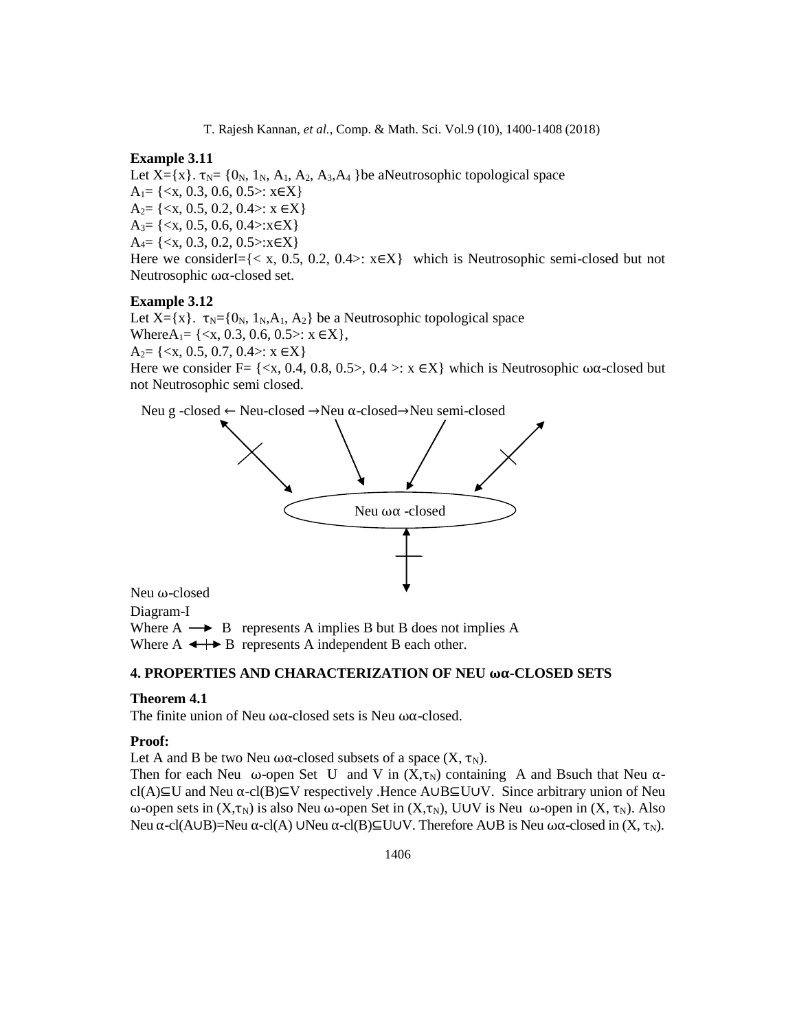**Example 3.11**

Let X={x}. $\tau_N$= {$0_N$, $1_N$, $A_1$, $A_2$, $A_3$,$A_4$ }be aNeutrosophic topological space

$A_1$= {<x, 0.3, 0.6, 0.5>: x∈X}

$A_2$= {<x, 0.5, 0.2, 0.4>: x ∈X}

$A_3$= {<x, 0.5, 0.6, 0.4>:x∈X}

$A_4$= {<x, 0.3, 0.2, 0.5>:x∈X}

Here we considerI={< x, 0.5, 0.2, 0.4>: x∈X} which is Neutrosophic semi-closed but not Neutrosophic ωα-closed set.

**Example 3.12**

Let X={x}. $\tau_N$={$0_N$, $1_N$,$A_1$, $A_2$} be a Neutrosophic topological space

Where$A_1$= {<x, 0.3, 0.6, 0.5>: x ∈X},

$A_2$= {<x, 0.5, 0.7, 0.4>: x ∈X}

Here we consider F= {<x, 0.4, 0.8, 0.5>, 0.4 >: x ∈X} which is Neutrosophic ωα-closed but not Neutrosophic semi closed.

Neu g -closed ← Neu-closed →Neu α-closed→Neu semi-closed

Neu ωα -closed

Neu ω-closed

Diagram-I

Where A → B represents A implies B but B does not implies A

Where A ↮ B represents A independent B each other.

## 4. PROPERTIES AND CHARACTERIZATION OF NEU ωα-CLOSED SETS

**Theorem 4.1**

The finite union of Neu ωα-closed sets is Neu ωα-closed.

**Proof:**

Let A and B be two Neu ωα-closed subsets of a space (X, $\tau_N$).

Then for each Neu ω-open Set U and V in (X,$\tau_N$) containing A and Bsuch that Neu α-cl(A)⊆U and Neu α-cl(B)⊆V respectively .Hence A∪B⊆U∪V. Since arbitrary union of Neu ω-open sets in (X,$\tau_N$) is also Neu ω-open Set in (X,$\tau_N$), U∪V is Neu ω-open in (X, $\tau_N$). Also Neu α-cl(A∪B)=Neu α-cl(A) ∪Neu α-cl(B)⊆U∪V. Therefore A∪B is Neu ωα-closed in (X, $\tau_N$).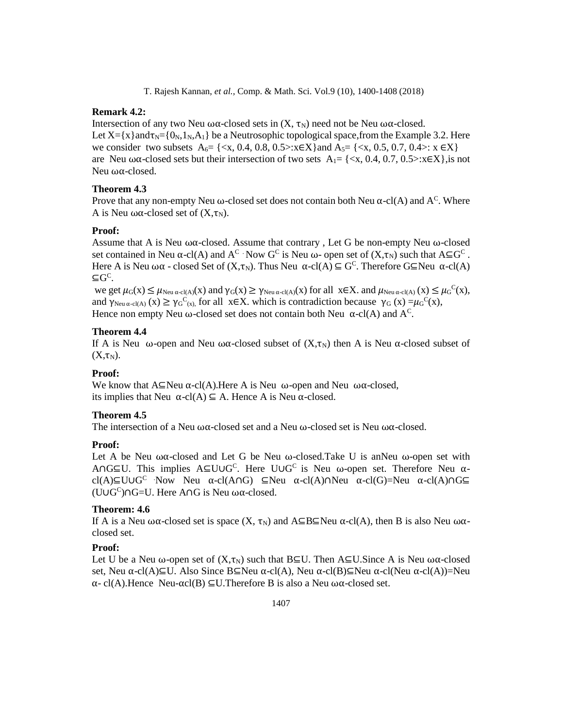**Remark 4.2:**

Intersection of any two Neu ωα-closed sets in $(X, \tau_N)$ need not be Neu ωα-closed.
Let $X=\{x\}$and$\tau_N=\{0_N,1_N,A_1\}$ be a Neutrosophic topological space,from the Example 3.2. Here we consider two subsets $A_6=\{<x, 0.4, 0.8, 0.5>:x\in X\}$and $A_5=\{<x, 0.5, 0.7, 0.4>: x \in X\}$ are Neu ωα-closed sets but their intersection of two sets $A_1=\{<x, 0.4, 0.7, 0.5>:x\in X\}$,is not Neu ωα-closed.

**Theorem 4.3**

Prove that any non-empty Neu ω-closed set does not contain both Neu α-cl(A) and $A^C$. Where A is Neu ωα-closed set of $(X,\tau_N)$.

**Proof:**

Assume that A is Neu ωα-closed. Assume that contrary , Let G be non-empty Neu ω-closed set contained in Neu α-cl(A) and $A^C$ . Now $G^C$ is Neu ω- open set of $(X,\tau_N)$ such that $A\subseteq G^C$ . Here A is Neu ωα - closed Set of $(X,\tau_N)$. Thus Neu α-cl(A) $\subseteq G^C$. Therefore G⊆Neu α-cl(A) $\subseteq G^C$.

we get $\mu_G(x) \leq \mu_{\text{Neu } \alpha\text{-cl}(A)}(x)$ and $\gamma_G(x) \geq \gamma_{\text{Neu } \alpha\text{-cl}(A)}(x)$ for all x∈X. and $\mu_{\text{Neu } \alpha\text{-cl}(A)}(x) \leq \mu_G{}^C(x)$, and $\gamma_{\text{Neu } \alpha\text{-cl}(A)}(x) \geq \gamma_G{}^C{}_{(x),}$ for all x∈X. which is contradiction because $\gamma_G(x) = \mu_G{}^C(x)$,
Hence non empty Neu ω-closed set does not contain both Neu α-cl(A) and $A^C$.

**Theorem 4.4**

If A is Neu ω-open and Neu ωα-closed subset of $(X,\tau_N)$ then A is Neu α-closed subset of $(X,\tau_N)$.

**Proof:**

We know that A⊆Neu α-cl(A).Here A is Neu ω-open and Neu ωα-closed,
its implies that Neu α-cl(A) ⊆ A. Hence A is Neu α-closed.

**Theorem 4.5**

The intersection of a Neu ωα-closed set and a Neu ω-closed set is Neu ωα-closed.

**Proof:**

Let A be Neu ωα-closed and Let G be Neu ω-closed.Take U is anNeu ω-open set with A∩G⊆U. This implies $A\subseteq U\cup G^C$. Here $U\cup G^C$ is Neu ω-open set. Therefore Neu α-cl(A)$\subseteq U\cup G^C$ .Now Neu α-cl(A∩G) ⊆Neu α-cl(A)∩Neu α-cl(G)=Neu α-cl(A)∩G⊆ $(U\cup G^C)\cap G=U$. Here A∩G is Neu ωα-closed.

**Theorem: 4.6**

If A is a Neu ωα-closed set is space $(X, \tau_N)$ and A⊆B⊆Neu α-cl(A), then B is also Neu ωα-closed set.

**Proof:**

Let U be a Neu ω-open set of $(X,\tau_N)$ such that B⊆U. Then A⊆U.Since A is Neu ωα-closed set, Neu α-cl(A)⊆U. Also Since B⊆Neu α-cl(A), Neu α-cl(B)⊆Neu α-cl(Neu α-cl(A))=Neu α- cl(A).Hence Neu-αcl(B) ⊆U.Therefore B is also a Neu ωα-closed set.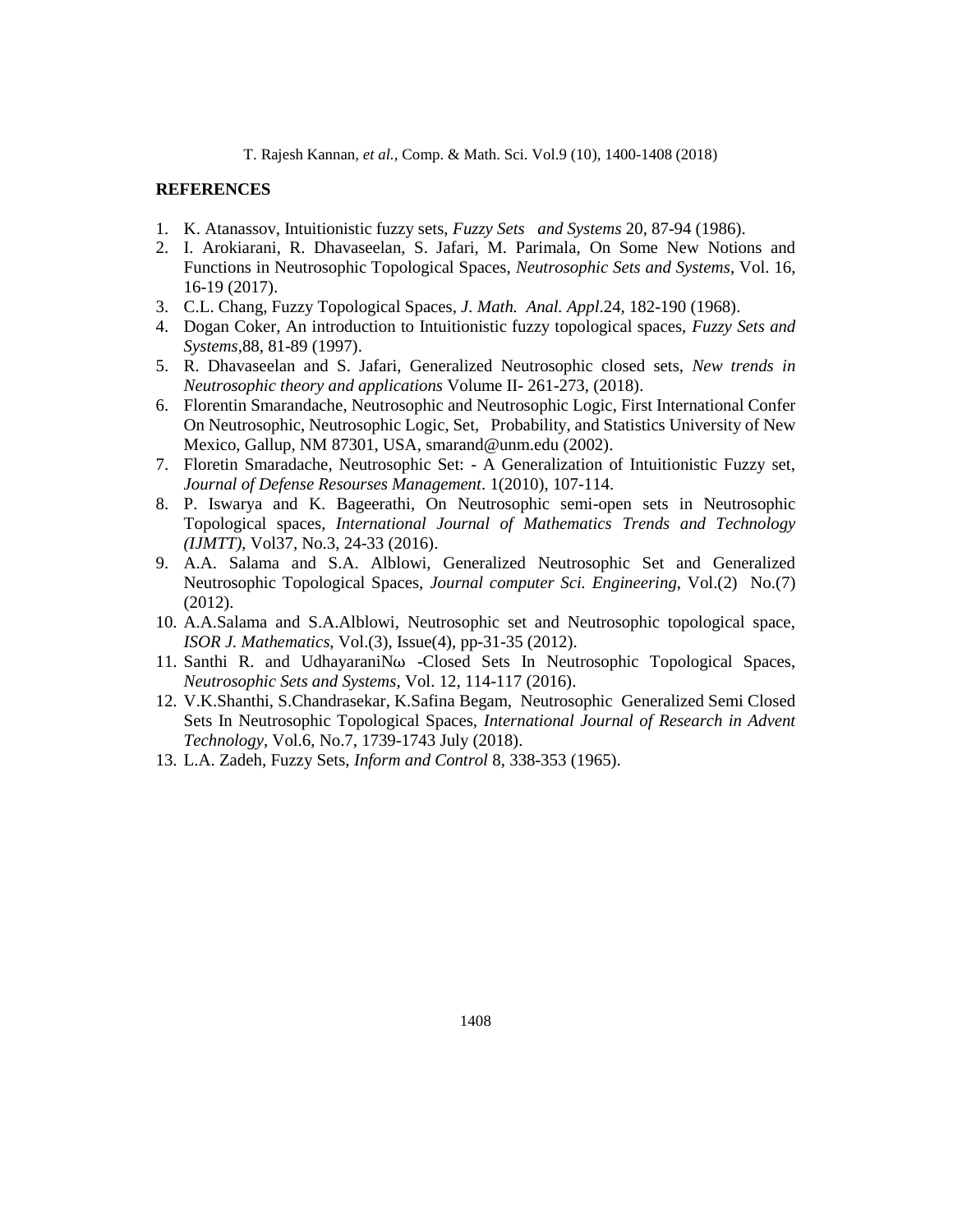## REFERENCES

1. K. Atanassov, Intuitionistic fuzzy sets, *Fuzzy Sets and Systems* 20, 87-94 (1986).
2. I. Arokiarani, R. Dhavaseelan, S. Jafari, M. Parimala, On Some New Notions and Functions in Neutrosophic Topological Spaces, *Neutrosophic Sets and Systems*, Vol. 16, 16-19 (2017).
3. C.L. Chang, Fuzzy Topological Spaces, *J. Math. Anal. Appl*.24, 182-190 (1968).
4. Dogan Coker, An introduction to Intuitionistic fuzzy topological spaces, *Fuzzy Sets and Systems*,88, 81-89 (1997).
5. R. Dhavaseelan and S. Jafari, Generalized Neutrosophic closed sets, *New trends in Neutrosophic theory and applications* Volume II- 261-273, (2018).
6. Florentin Smarandache, Neutrosophic and Neutrosophic Logic, First International Confer On Neutrosophic, Neutrosophic Logic, Set, Probability, and Statistics University of New Mexico, Gallup, NM 87301, USA, smarand@unm.edu (2002).
7. Floretin Smaradache, Neutrosophic Set: - A Generalization of Intuitionistic Fuzzy set, *Journal of Defense Resourses Management*. 1(2010), 107-114.
8. P. Iswarya and K. Bageerathi, On Neutrosophic semi-open sets in Neutrosophic Topological spaces, *International Journal of Mathematics Trends and Technology (IJMTT)*, Vol37, No.3, 24-33 (2016).
9. A.A. Salama and S.A. Alblowi, Generalized Neutrosophic Set and Generalized Neutrosophic Topological Spaces, *Journal computer Sci. Engineering*, Vol.(2) No.(7) (2012).
10. A.A.Salama and S.A.Alblowi, Neutrosophic set and Neutrosophic topological space, *ISOR J. Mathematics*, Vol.(3), Issue(4), pp-31-35 (2012).
11. Santhi R. and UdhayaraniNω -Closed Sets In Neutrosophic Topological Spaces, *Neutrosophic Sets and Systems*, Vol. 12, 114-117 (2016).
12. V.K.Shanthi, S.Chandrasekar, K.Safina Begam, Neutrosophic Generalized Semi Closed Sets In Neutrosophic Topological Spaces, *International Journal of Research in Advent Technology*, Vol.6, No.7, 1739-1743 July (2018).
13. L.A. Zadeh, Fuzzy Sets, *Inform and Control* 8, 338-353 (1965).